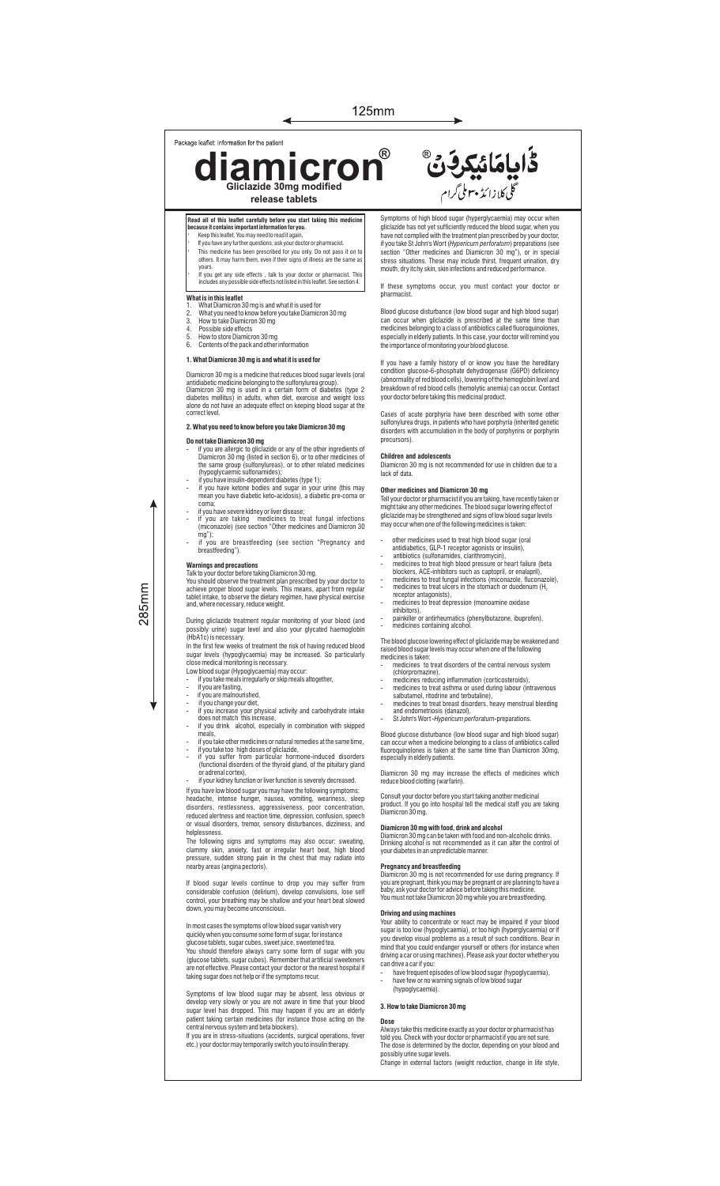Package leaflet: Information for the patient

# diamicron®

**Gliclazide 30mg modified release tablets**

ڈایامَائیکرَوْنْ®
گلی کلازائیڈ ۳۰ ملی گرام

**Read all of this leaflet carefully before you start taking this medicine because it contains important information for you.**

- Keep this leaflet. You may need to read it again.
- If you have any further questions, ask your doctor or pharmacist.
- This medicine has been prescribed for you only. Do not pass it on to others. It may harm them, even if their signs of illness are the same as yours.
- If you get any side effects , talk to your doctor or pharmacist. This includes any possible side effects not listed in this leaflet. See section 4.

**What is in this leaflet**

1. What Diamicron 30 mg is and what it is used for
2. What you need to know before you take Diamicron 30 mg
3. How to take Diamicron 30 mg
4. Possible side effects
5. How to store Diamicron 30 mg
6. Contents of the pack and other information

## 1. What Diamicron 30 mg is and what it is used for

Diamicron 30 mg is a medicine that reduces blood sugar levels (oral antidiabetic medicine belonging to the sulfonylurea group).
Diamicron 30 mg is used in a certain form of diabetes (type 2 diabetes mellitus) in adults, when diet, exercise and weight loss alone do not have an adequate effect on keeping blood sugar at the correct level.

## 2. What you need to know before you take Diamicron 30 mg

**Do not take Diamicron 30 mg**

- if you are allergic to gliclazide or any of the other ingredients of Diamicron 30 mg (listed in section 6), or to other medicines of the same group (sulfonylureas), or to other related medicines (hypoglycaemic sulfonamides);
- if you have insulin-dependent diabetes (type 1);
- if you have ketone bodies and sugar in your urine (this may mean you have diabetic keto-acidosis), a diabetic pre-coma or coma;
- if you have severe kidney or liver disease;
- if you are taking medicines to treat fungal infections (miconazole) (see section "Other medicines and Diamicron 30 mg");
- if you are breastfeeding (see section "Pregnancy and breastfeeding").

**Warnings and precautions**

Talk to your doctor before taking Diamicron 30 mg.
You should observe the treatment plan prescribed by your doctor to achieve proper blood sugar levels. This means, apart from regular tablet intake, to observe the dietary regimen, have physical exercise and, where necessary, reduce weight.

During gliclazide treatment regular monitoring of your blood (and possibly urine) sugar level and also your glycated haemoglobin (HbA1c) is necessary.
In the first few weeks of treatment the risk of having reduced blood sugar levels (hypoglycaemia) may be increased. So particularly close medical monitoring is necessary.
Low blood sugar (Hypoglycaemia) may occur:

- if you take meals irregularly or skip meals altogether,
- if you are fasting,
- if you are malnourished,
- if you change your diet,
- if you increase your physical activity and carbohydrate intake does not match this increase,
- if you drink alcohol, especially in combination with skipped meals,
- if you take other medicines or natural remedies at the same time,
- if you take too high doses of gliclazide,
- if you suffer from particular hormone-induced disorders (functional disorders of the thyroid gland, of the pituitary gland or adrenal cortex),
- if your kidney function or liver function is severely decreased.

If you have low blood sugar you may have the following symptoms: headache, intense hunger, nausea, vomiting, weariness, sleep disorders, restlessness, aggressiveness, poor concentration, reduced alertness and reaction time, depression, confusion, speech or visual disorders, tremor, sensory disturbances, dizziness, and helplessness.
The following signs and symptoms may also occur: sweating, clammy skin, anxiety, fast or irregular heart beat, high blood pressure, sudden strong pain in the chest that may radiate into nearby areas (angina pectoris).

If blood sugar levels continue to drop you may suffer from considerable confusion (delirium), develop convulsions, lose self control, your breathing may be shallow and your heart beat slowed down, you may become unconscious.

In most cases the symptoms of low blood sugar vanish very quickly when you consume some form of sugar, for instance glucose tablets, sugar cubes, sweet juice, sweetened tea.
You should therefore always carry some form of sugar with you (glucose tablets, sugar cubes). Remember that artificial sweeteners are not effective. Please contact your doctor or the nearest hospital if taking sugar does not help or if the symptoms recur.

Symptoms of low blood sugar may be absent, less obvious or develop very slowly or you are not aware in time that your blood sugar level has dropped. This may happen if you are an elderly patient taking certain medicines (for instance those acting on the central nervous system and beta blockers).
If you are in stress-situations (accidents, surgical operations, fever etc.) your doctor may temporarily switch you to insulin therapy.

Symptoms of high blood sugar (hyperglycaemia) may occur when gliclazide has not yet sufficiently reduced the blood sugar, when you have not complied with the treatment plan prescribed by your doctor, if you take St John's Wort (*Hypericum perforatum*) preparations (see section "Other medicines and Diamicron 30 mg"), or in special stress situations. These may include thirst, frequent urination, dry mouth, dry itchy skin, skin infections and reduced performance.

If these symptoms occur, you must contact your doctor or pharmacist.

Blood glucose disturbance (low blood sugar and high blood sugar) can occur when gliclazide is prescribed at the same time than medicines belonging to a class of antibiotics called fluoroquinolones, especially in elderly patients. In this case, your doctor will remind you the importance of monitoring your blood glucose.

If you have a family history of or know you have the hereditary condition glucose-6-phosphate dehydrogenase (G6PD) deficiency (abnormality of red blood cells), lowering of the hemoglobin level and breakdown of red blood cells (hemolytic anemia) can occur. Contact your doctor before taking this medicinal product.

Cases of acute porphyria have been described with some other sulfonylurea drugs, in patients who have porphyria (inherited genetic disorders with accumulation in the body of porphyrins or porphyrin precursors).

**Children and adolescents**

Diamicron 30 mg is not recommended for use in children due to a lack of data.

**Other medicines and Diamicron 30 mg**

Tell your doctor or pharmacist if you are taking, have recently taken or might take any other medicines. The blood sugar lowering effect of gliclazide may be strengthened and signs of low blood sugar levels may occur when one of the following medicines is taken:

- other medicines used to treat high blood sugar (oral antidiabetics, GLP-1 receptor agonists or insulin),
- antibiotics (sulfonamides, clarithromycin),
- medicines to treat high blood pressure or heart failure (beta blockers, ACE-inhibitors such as captopril, or enalapril),
- medicines to treat fungal infections (miconazole, fluconazole),
- medicines to treat ulcers in the stomach or duodenum ($H_2$ receptor antagonists),
- medicines to treat depression (monoamine oxidase inhibitors),
- painkiller or antirheumatics (phenylbutazone, ibuprofen),
- medicines containing alcohol.

The blood glucose lowering effect of gliclazide may be weakened and raised blood sugar levels may occur when one of the following medicines is taken:

- medicines to treat disorders of the central nervous system (chlorpromazine),
- medicines reducing inflammation (corticosteroids),
- medicines to treat asthma or used during labour (intravenous salbutamol, ritodrine and terbutaline),
- medicines to treat breast disorders, heavy menstrual bleeding and endometriosis (danazol),
- St John's Wort -*Hypericum perforatum*-preparations.

Blood glucose disturbance (low blood sugar and high blood sugar) can occur when a medicine belonging to a class of antibiotics called fluoroquinolones is taken at the same time than Diamicron 30mg, especially in elderly patients.

Diamicron 30 mg may increase the effects of medicines which reduce blood clotting (warfarin).

Consult your doctor before you start taking another medicinal product. If you go into hospital tell the medical staff you are taking Diamicron 30 mg.

**Diamicron 30 mg with food, drink and alcohol**

Diamicron 30 mg can be taken with food and non-alcoholic drinks.
Drinking alcohol is not recommended as it can alter the control of your diabetes in an unpredictable manner.

**Pregnancy and breastfeeding**

Diamicron 30 mg is not recommended for use during pregnancy. If you are pregnant, think you may be pregnant or are planning to have a baby, ask your doctor for advice before taking this medicine.
You must not take Diamicron 30 mg while you are breastfeeding.

**Driving and using machines**

Your ability to concentrate or react may be impaired if your blood sugar is too low (hypoglycaemia), or too high (hyperglycaemia) or if you develop visual problems as a result of such conditions. Bear in mind that you could endanger yourself or others (for instance when driving a car or using machines). Please ask your doctor whether you can drive a car if you:

- have frequent episodes of low blood sugar (hypoglycaemia),
- have few or no warning signals of low blood sugar (hypoglycaemia).

## 3. How to take Diamicron 30 mg

**Dose**

Always take this medicine exactly as your doctor or pharmacist has told you. Check with your doctor or pharmacist if you are not sure.
The dose is determined by the doctor, depending on your blood and possibly urine sugar levels.
Change in external factors (weight reduction, change in life style,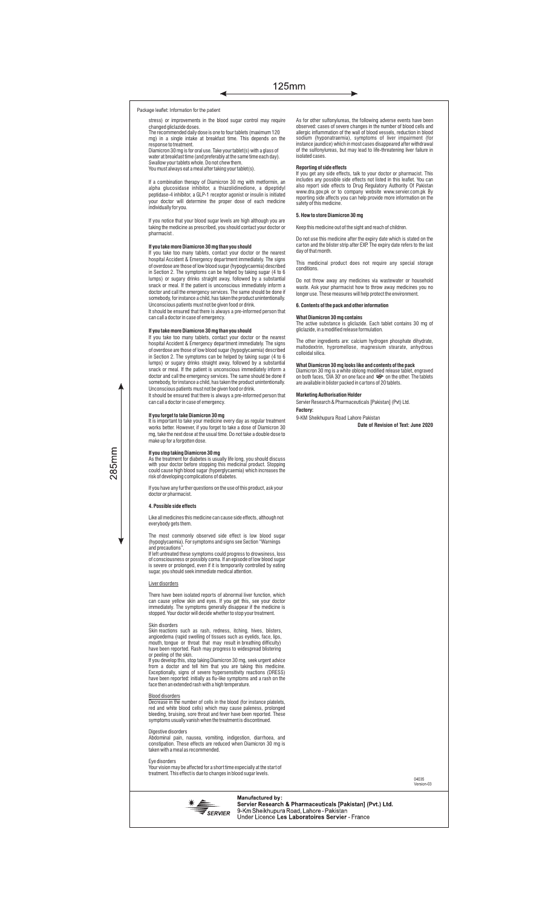Package leaflet: Information for the patient

stress) or improvements in the blood sugar control may require changed gliclazide doses.
The recommended daily dose is one to four tablets (maximum 120 mg) in a single intake at breakfast time. This depends on the response to treatment.
Diamicron 30 mg is for oral use. Take your tablet(s) with a glass of water at breakfast time (and preferably at the same time each day). Swallow your tablets whole. Do not chew them.
You must always eat a meal after taking your tablet(s).

If a combination therapy of Diamicron 30 mg with metformin, an alpha glucosidase inhibitor, a thiazolidinedione, a dipeptidyl peptidase-4 inhibitor, a GLP-1 receptor agonist or insulin is initiated your doctor will determine the proper dose of each medicine individually for you.

If you notice that your blood sugar levels are high although you are taking the medicine as prescribed, you should contact your doctor or pharmacist .

**If you take more Diamicron 30 mg than you should**
If you take too many tablets, contact your doctor or the nearest hospital Accident & Emergency department immediately. The signs of overdose are those of low blood sugar (hypoglycaemia) described in Section 2. The symptoms can be helped by taking sugar (4 to 6 lumps) or sugary drinks straight away, followed by a substantial snack or meal. If the patient is unconscious immediately inform a doctor and call the emergency services. The same should be done if somebody, for instance a child, has taken the product unintentionally. Unconscious patients must not be given food or drink.
It should be ensured that there is always a pre-informed person that can call a doctor in case of emergency.

**If you take more Diamicron 30 mg than you should**
If you take too many tablets, contact your doctor or the nearest hospital Accident & Emergency department immediately. The signs of overdose are those of low blood sugar (hypoglycaemia) described in Section 2. The symptoms can be helped by taking sugar (4 to 6 lumps) or sugary drinks straight away, followed by a substantial snack or meal. If the patient is unconscious immediately inform a doctor and call the emergency services. The same should be done if somebody, for instance a child, has taken the product unintentionally. Unconscious patients must not be given food or drink.
It should be ensured that there is always a pre-informed person that can call a doctor in case of emergency.

**If you forget to take Diamicron 30 mg**
It is important to take your medicine every day as regular treatment works better. However, if you forget to take a dose of Diamicron 30 mg, take the next dose at the usual time. Do not take a double dose to make up for a forgotten dose.

**If you stop taking Diamicron 30 mg**
As the treatment for diabetes is usually life long, you should discuss with your doctor before stopping this medicinal product. Stopping could cause high blood sugar (hyperglycaemia) which increases the risk of developing complications of diabetes.

If you have any further questions on the use of this product, ask your doctor or pharmacist.

**4. Possible side effects**

Like all medicines this medicine can cause side effects, although not everybody gets them.

The most commonly observed side effect is low blood sugar (hypoglycaemia). For symptoms and signs see Section "Warnings and precautions".
If left untreated these symptoms could progress to drowsiness, loss of consciousness or possibly coma. If an episode of low blood sugar is severe or prolonged, even if it is temporarily controlled by eating sugar, you should seek immediate medical attention.

Liver disorders

There have been isolated reports of abnormal liver function, which can cause yellow skin and eyes. If you get this, see your doctor immediately. The symptoms generally disappear if the medicine is stopped. Your doctor will decide whether to stop your treatment.

Skin disorders
Skin reactions such as rash, redness, itching, hives, blisters, angioedema (rapid swelling of tissues such as eyelids, face, lips, mouth, tongue or throat that may result in breathing difficulty) have been reported. Rash may progress to widespread blistering or peeling of the skin.
If you develop this, stop taking Diamicron 30 mg, seek urgent advice from a doctor and tell him that you are taking this medicine. Exceptionally, signs of severe hypersensitivity reactions (DRESS) have been reported: initially as flu-like symptoms and a rash on the face then an extended rash with a high temperature.

Blood disorders
Decrease in the number of cells in the blood (for instance platelets, red and white blood cells) which may cause paleness, prolonged bleeding, bruising, sore throat and fever have been reported. These symptoms usually vanish when the treatment is discontinued.

Digestive disorders
Abdominal pain, nausea, vomiting, indigestion, diarrhoea, and constipation. These effects are reduced when Diamicron 30 mg is taken with a meal as recommended.

Eye disorders
Your vision may be affected for a short time especially at the start of treatment. This effect is due to changes in blood sugar levels.

As for other sulfonylureas, the following adverse events have been observed: cases of severe changes in the number of blood cells and allergic inflammation of the wall of blood vessels, reduction in blood sodium (hyponatraemia), symptoms of liver impairment (for instance jaundice) which in most cases disappeared after withdrawal of the sulfonylureas, but may lead to life-threatening liver failure in isolated cases.

**Reporting of side effects**
If you get any side effects, talk to your doctor or pharmacist. This includes any possible side effects not listed in this leaflet. You can also report side effects to Drug Regulatory Authority Of Pakistan www.dra.gov.pk or to company website www.servier.com.pk By reporting side affects you can help provide more information on the safety of this medicine.

**5. How to store Diamicron 30 mg**

Keep this medicine out of the sight and reach of children.

Do not use this medicine after the expiry date which is stated on the carton and the blister strip after EXP. The expiry date refers to the last day of that month.

This medicinal product does not require any special storage conditions.

Do not throw away any medicines via wastewater or household waste. Ask your pharmacist how to throw away medicines you no longer use. These measures will help protect the environment.

**6. Contents of the pack and other information**

**What Diamicron 30 mg contains**
The active substance is gliclazide. Each tablet contains 30 mg of gliclazide, in a modified release formulation.

The other ingredients are: calcium hydrogen phosphate dihydrate, maltodextrin, hypromellose, magnesium stearate, anhydrous colloidal silica.

**What Diamicron 30 mg looks like and contents of the pack**
Diamicron 30 mg is a white oblong modified release tablet, engraved on both faces, 'DIA 30' on one face and the logo on the other. The tablets are available in blister packed in cartons of 20 tablets.

**Marketing Authorisation Holder**
Servier Research & Pharmaceuticals [Pakistan] (Pvt) Ltd.
**Factory:**
9-KM Sheikhupura Road Lahore Pakistan

**Date of Revision of Text: June 2020**

04035
Version-03

**Manufactured by:**
**Servier Research & Pharmaceuticals [Pakistan] (Pvt.) Ltd.**
9-Km Sheikhupura Road, Lahore - Pakistan
Under Licence **Les Laboratoires Servier** - France